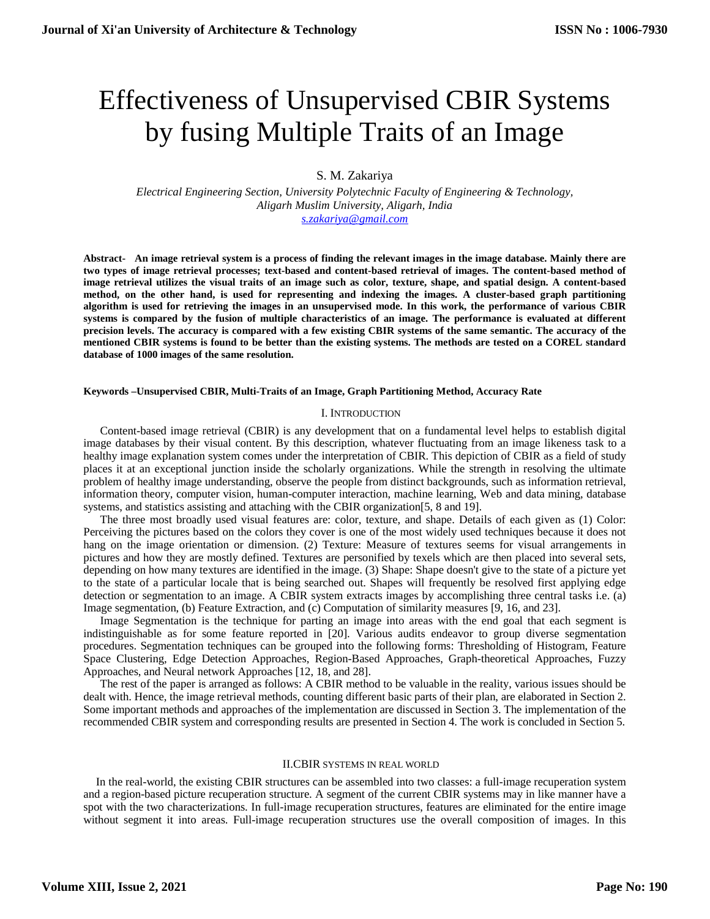# Effectiveness of Unsupervised CBIR Systems by fusing Multiple Traits of an Image

S. M. Zakariya

*Electrical Engineering Section, University Polytechnic Faculty of Engineering & Technology, Aligarh Muslim University, Aligarh, India*

*s.zakariya@gmail.com*

**Abstract- An image retrieval system is a process of finding the relevant images in the image database. Mainly there are two types of image retrieval processes; text-based and content-based retrieval of images. The content-based method of image retrieval utilizes the visual traits of an image such as color, texture, shape, and spatial design. A content-based method, on the other hand, is used for representing and indexing the images. A cluster-based graph partitioning algorithm is used for retrieving the images in an unsupervised mode. In this work, the performance of various CBIR systems is compared by the fusion of multiple characteristics of an image. The performance is evaluated at different precision levels. The accuracy is compared with a few existing CBIR systems of the same semantic. The accuracy of the mentioned CBIR systems is found to be better than the existing systems. The methods are tested on a COREL standard database of 1000 images of the same resolution.**

**Keywords –Unsupervised CBIR, Multi-Traits of an Image, Graph Partitioning Method, Accuracy Rate**

## I. INTRODUCTION

Content-based image retrieval (CBIR) is any development that on a fundamental level helps to establish digital image databases by their visual content. By this description, whatever fluctuating from an image likeness task to a healthy image explanation system comes under the interpretation of CBIR. This depiction of CBIR as a field of study places it at an exceptional junction inside the scholarly organizations. While the strength in resolving the ultimate problem of healthy image understanding, observe the people from distinct backgrounds, such as information retrieval, information theory, computer vision, human-computer interaction, machine learning, Web and data mining, database systems, and statistics assisting and attaching with the CBIR organization[5, 8 and 19].

The three most broadly used visual features are: color, texture, and shape. Details of each given as (1) Color: Perceiving the pictures based on the colors they cover is one of the most widely used techniques because it does not hang on the image orientation or dimension. (2) Texture: Measure of textures seems for visual arrangements in pictures and how they are mostly defined. Textures are personified by texels which are then placed into several sets, depending on how many textures are identified in the image. (3) Shape: Shape doesn't give to the state of a picture yet to the state of a particular locale that is being searched out. Shapes will frequently be resolved first applying edge detection or segmentation to an image. A CBIR system extracts images by accomplishing three central tasks i.e. (a) Image segmentation, (b) Feature Extraction, and (c) Computation of similarity measures [9, 16, and 23].

Image Segmentation is the technique for parting an image into areas with the end goal that each segment is indistinguishable as for some feature reported in [20]. Various audits endeavor to group diverse segmentation procedures. Segmentation techniques can be grouped into the following forms: Thresholding of Histogram, Feature Space Clustering, Edge Detection Approaches, Region-Based Approaches, Graph-theoretical Approaches, Fuzzy Approaches, and Neural network Approaches [12, 18, and 28].

The rest of the paper is arranged as follows: A CBIR method to be valuable in the reality, various issues should be dealt with. Hence, the image retrieval methods, counting different basic parts of their plan, are elaborated in Section 2. Some important methods and approaches of the implementation are discussed in Section 3. The implementation of the recommended CBIR system and corresponding results are presented in Section 4. The work is concluded in Section 5.

## II.CBIR SYSTEMS IN REAL WORLD

In the real-world, the existing CBIR structures can be assembled into two classes: a full-image recuperation system and a region-based picture recuperation structure. A segment of the current CBIR systems may in like manner have a spot with the two characterizations. In full-image recuperation structures, features are eliminated for the entire image without segment it into areas. Full-image recuperation structures use the overall composition of images. In this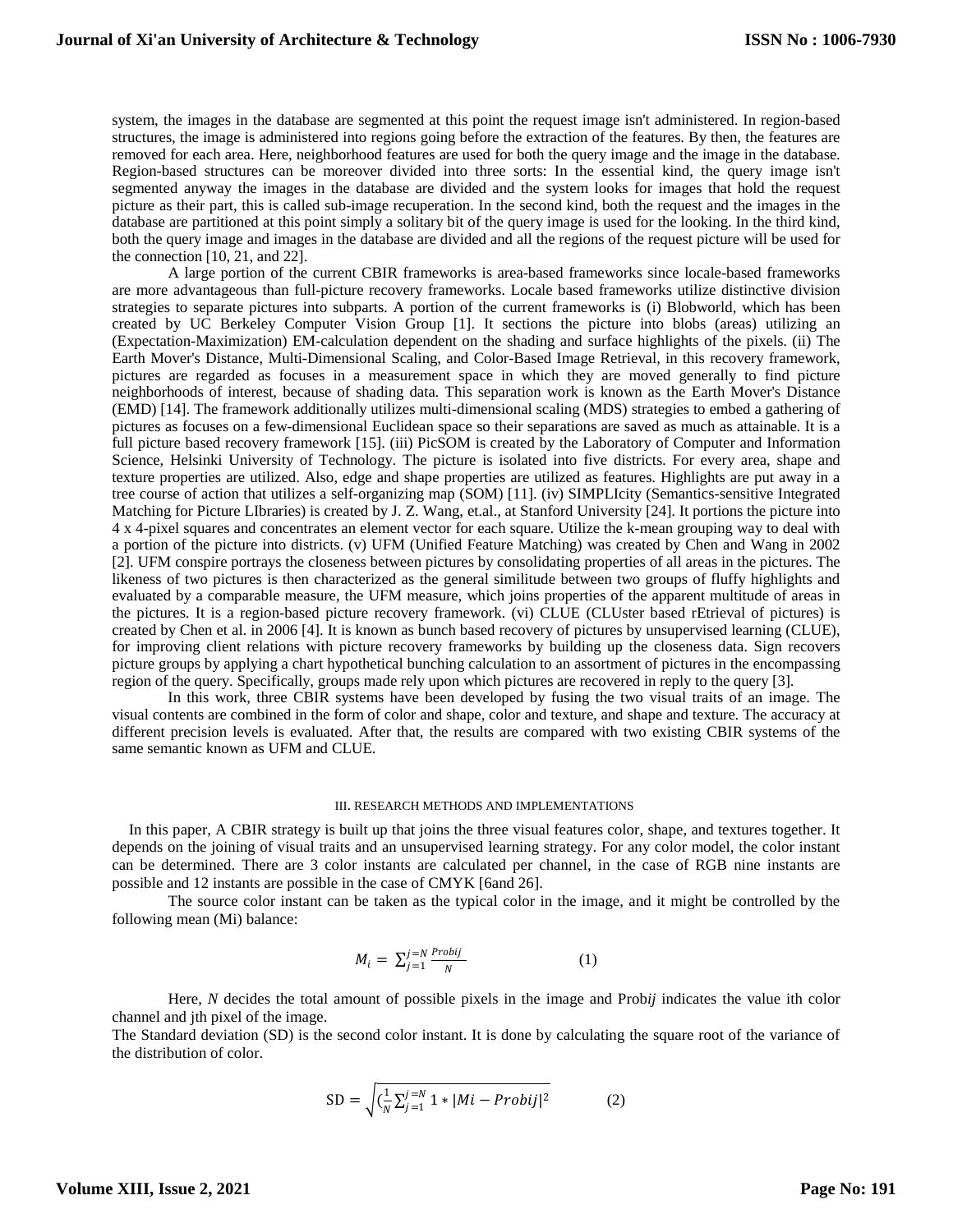system, the images in the database are segmented at this point the request image isn't administered. In region-based structures, the image is administered into regions going before the extraction of the features. By then, the features are removed for each area. Here, neighborhood features are used for both the query image and the image in the database. Region-based structures can be moreover divided into three sorts: In the essential kind, the query image isn't segmented anyway the images in the database are divided and the system looks for images that hold the request picture as their part, this is called sub-image recuperation. In the second kind, both the request and the images in the database are partitioned at this point simply a solitary bit of the query image is used for the looking. In the third kind, both the query image and images in the database are divided and all the regions of the request picture will be used for the connection [10, 21, and 22].

A large portion of the current CBIR frameworks is area-based frameworks since locale-based frameworks are more advantageous than full-picture recovery frameworks. Locale based frameworks utilize distinctive division strategies to separate pictures into subparts. A portion of the current frameworks is (i) Blobworld, which has been created by UC Berkeley Computer Vision Group [1]. It sections the picture into blobs (areas) utilizing an (Expectation-Maximization) EM-calculation dependent on the shading and surface highlights of the pixels. (ii) The Earth Mover's Distance, Multi-Dimensional Scaling, and Color-Based Image Retrieval, in this recovery framework, pictures are regarded as focuses in a measurement space in which they are moved generally to find picture neighborhoods of interest, because of shading data. This separation work is known as the Earth Mover's Distance (EMD) [14]. The framework additionally utilizes multi-dimensional scaling (MDS) strategies to embed a gathering of pictures as focuses on a few-dimensional Euclidean space so their separations are saved as much as attainable. It is a full picture based recovery framework [15]. (iii) PicSOM is created by the Laboratory of Computer and Information Science, Helsinki University of Technology. The picture is isolated into five districts. For every area, shape and texture properties are utilized. Also, edge and shape properties are utilized as features. Highlights are put away in a tree course of action that utilizes a self-organizing map (SOM) [11]. (iv) SIMPLIcity (Semantics-sensitive Integrated Matching for Picture LIbraries) is created by J. Z. Wang, et.al., at Stanford University [24]. It portions the picture into 4 x 4-pixel squares and concentrates an element vector for each square. Utilize the k-mean grouping way to deal with a portion of the picture into districts. (v) UFM (Unified Feature Matching) was created by Chen and Wang in 2002 [2]. UFM conspire portrays the closeness between pictures by consolidating properties of all areas in the pictures. The likeness of two pictures is then characterized as the general similitude between two groups of fluffy highlights and evaluated by a comparable measure, the UFM measure, which joins properties of the apparent multitude of areas in the pictures. It is a region-based picture recovery framework. (vi) CLUE (CLUster based rEtrieval of pictures) is created by Chen et al. in 2006 [4]. It is known as bunch based recovery of pictures by unsupervised learning (CLUE), for improving client relations with picture recovery frameworks by building up the closeness data. Sign recovers picture groups by applying a chart hypothetical bunching calculation to an assortment of pictures in the encompassing region of the query. Specifically, groups made rely upon which pictures are recovered in reply to the query [3].

In this work, three CBIR systems have been developed by fusing the two visual traits of an image. The visual contents are combined in the form of color and shape, color and texture, and shape and texture. The accuracy at different precision levels is evaluated. After that, the results are compared with two existing CBIR systems of the same semantic known as UFM and CLUE.

## III. RESEARCH METHODS AND IMPLEMENTATIONS

In this paper, A CBIR strategy is built up that joins the three visual features color, shape, and textures together. It depends on the joining of visual traits and an unsupervised learning strategy. For any color model, the color instant can be determined. There are 3 color instants are calculated per channel, in the case of RGB nine instants are possible and 12 instants are possible in the case of CMYK [6and 26].

The source color instant can be taken as the typical color in the image, and it might be controlled by the following mean (Mi) balance:

$$M_i = \sum_{j=1}^{j=N} \frac{Probij}{N} \qquad (1)$$

Here, *N* decides the total amount of possible pixels in the image and Prob*ij* indicates the value ith color channel and jth pixel of the image.

The Standard deviation (SD) is the second color instant. It is done by calculating the square root of the variance of the distribution of color.

$$\text{SD} = \sqrt{(\frac{1}{N}\sum_{j=1}^{j=N} 1 * |Mi - Probij|^2} \qquad (2)$$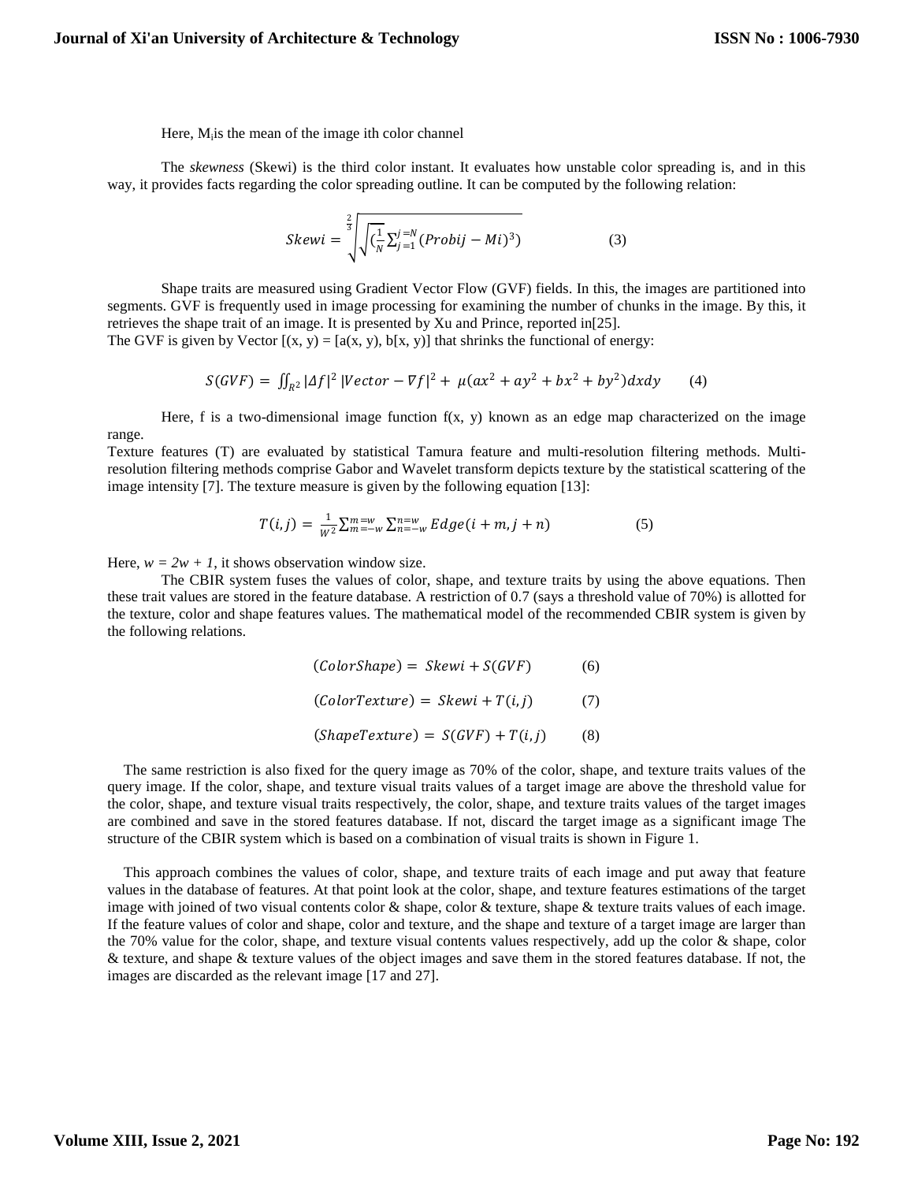Here, $M_i$ is the mean of the image ith color channel

The *skewness* (Skewi) is the third color instant. It evaluates how unstable color spreading is, and in this way, it provides facts regarding the color spreading outline. It can be computed by the following relation:

$$Skewi = \sqrt[\frac{2}{3}]{\sqrt{\left(\frac{1}{N}\sum_{j=1}^{j=N}(Probij - Mi)^3\right)}} \qquad (3)$$

Shape traits are measured using Gradient Vector Flow (GVF) fields. In this, the images are partitioned into segments. GVF is frequently used in image processing for examining the number of chunks in the image. By this, it retrieves the shape trait of an image. It is presented by Xu and Prince, reported in[25].

The GVF is given by Vector [(x, y) = [a(x, y), b[x, y)] that shrinks the functional of energy:

$$S(GVF) = \iint_{R^2} |\Delta f|^2 \, |Vector - \nabla f|^2 + \mu(ax^2 + ay^2 + bx^2 + by^2)dxdy \qquad (4)$$

Here, f is a two-dimensional image function f(x, y) known as an edge map characterized on the image range.

Texture features (T) are evaluated by statistical Tamura feature and multi-resolution filtering methods. Multi-resolution filtering methods comprise Gabor and Wavelet transform depicts texture by the statistical scattering of the image intensity [7]. The texture measure is given by the following equation [13]:

$$T(i, j) = \frac{1}{W^2}\sum_{m=-w}^{m=w}\sum_{n=-w}^{n=w} Edge(i + m, j + n) \qquad (5)$$

Here, $w = 2w + 1$, it shows observation window size.

The CBIR system fuses the values of color, shape, and texture traits by using the above equations. Then these trait values are stored in the feature database. A restriction of 0.7 (says a threshold value of 70%) is allotted for the texture, color and shape features values. The mathematical model of the recommended CBIR system is given by the following relations.

$$(ColorShape) = Skewi + S(GVF) \qquad (6)$$

$$(ColorTexture) = Skewi + T(i, j) \qquad (7)$$

$$(ShapeTexture) = S(GVF) + T(i, j) \qquad (8)$$

The same restriction is also fixed for the query image as 70% of the color, shape, and texture traits values of the query image. If the color, shape, and texture visual traits values of a target image are above the threshold value for the color, shape, and texture visual traits respectively, the color, shape, and texture traits values of the target images are combined and save in the stored features database. If not, discard the target image as a significant image The structure of the CBIR system which is based on a combination of visual traits is shown in Figure 1.

This approach combines the values of color, shape, and texture traits of each image and put away that feature values in the database of features. At that point look at the color, shape, and texture features estimations of the target image with joined of two visual contents color & shape, color & texture, shape & texture traits values of each image. If the feature values of color and shape, color and texture, and the shape and texture of a target image are larger than the 70% value for the color, shape, and texture visual contents values respectively, add up the color & shape, color & texture, and shape & texture values of the object images and save them in the stored features database. If not, the images are discarded as the relevant image [17 and 27].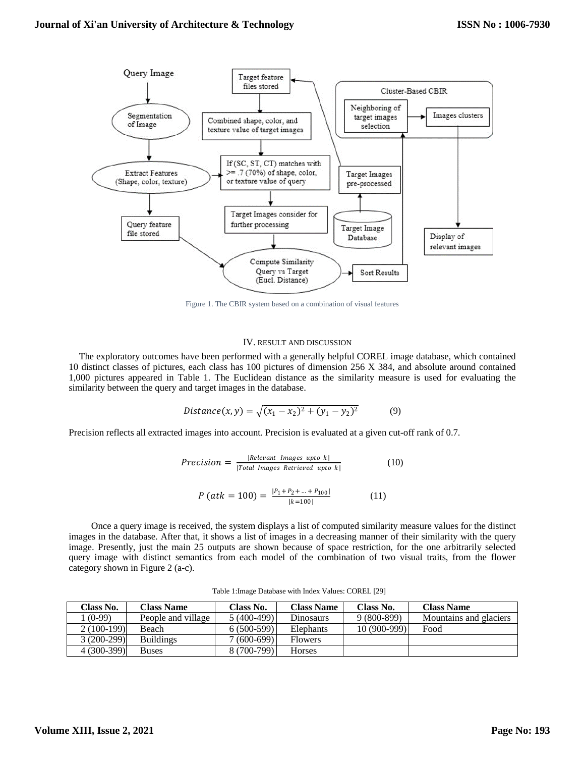Figure 1. The CBIR system based on a combination of visual features

## IV. RESULT AND DISCUSSION

The exploratory outcomes have been performed with a generally helpful COREL image database, which contained 10 distinct classes of pictures, each class has 100 pictures of dimension 256 X 384, and absolute around contained 1,000 pictures appeared in Table 1. The Euclidean distance as the similarity measure is used for evaluating the similarity between the query and target images in the database.

$$Distance(x, y) = \sqrt{(x_1 - x_2)^2 + (y_1 - y_2)^2} \quad (9)$$

Precision reflects all extracted images into account. Precision is evaluated at a given cut-off rank of 0.7.

$$Precision = \frac{|Relevant\ \ Images\ \ upto\ \ k|}{|Total\ \ Images\ \ Retrieved\ \ upto\ \ k|} \quad (10)$$

$$P\ (atk = 100) = \frac{|P_1 + P_2 + \ldots + P_{100}|}{|k = 100|} \quad (11)$$

Once a query image is received, the system displays a list of computed similarity measure values for the distinct images in the database. After that, it shows a list of images in a decreasing manner of their similarity with the query image. Presently, just the main 25 outputs are shown because of space restriction, for the one arbitrarily selected query image with distinct semantics from each model of the combination of two visual traits, from the flower category shown in Figure 2 (a-c).

Table 1:Image Database with Index Values: COREL [29]

| Class No. | Class Name | Class No. | Class Name | Class No. | Class Name |
|---|---|---|---|---|---|
| 1 (0-99) | People and village | 5 (400-499) | Dinosaurs | 9 (800-899) | Mountains and glaciers |
| 2 (100-199) | Beach | 6 (500-599) | Elephants | 10 (900-999) | Food |
| 3 (200-299) | Buildings | 7 (600-699) | Flowers | | |
| 4 (300-399) | Buses | 8 (700-799) | Horses | | |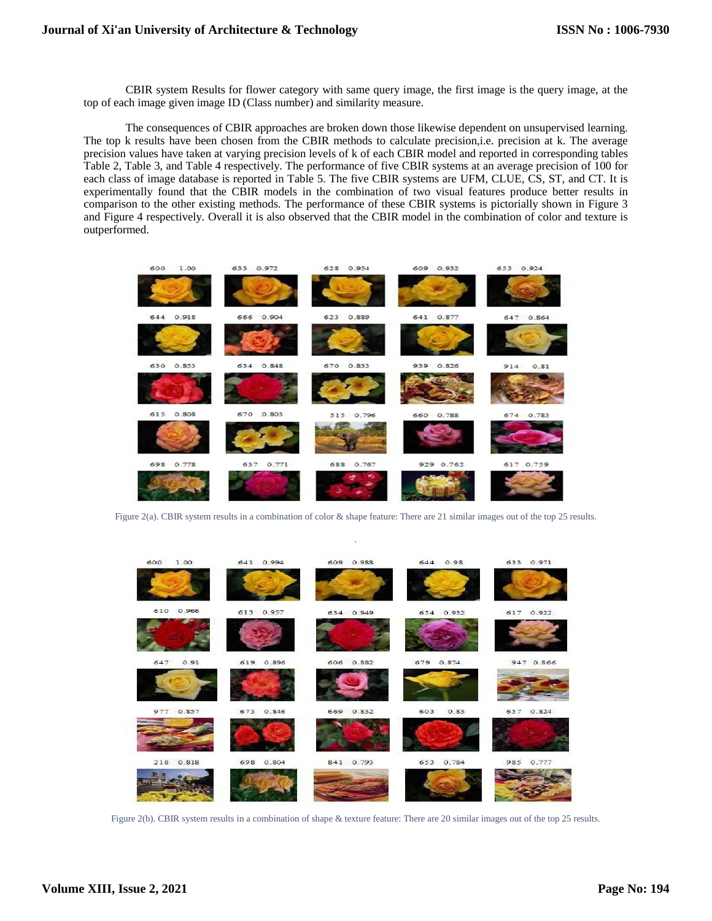CBIR system Results for flower category with same query image, the first image is the query image, at the top of each image given image ID (Class number) and similarity measure.

The consequences of CBIR approaches are broken down those likewise dependent on unsupervised learning. The top k results have been chosen from the CBIR methods to calculate precision,i.e. precision at k. The average precision values have taken at varying precision levels of k of each CBIR model and reported in corresponding tables Table 2, Table 3, and Table 4 respectively. The performance of five CBIR systems at an average precision of 100 for each class of image database is reported in Table 5. The five CBIR systems are UFM, CLUE, CS, ST, and CT. It is experimentally found that the CBIR models in the combination of two visual features produce better results in comparison to the other existing methods. The performance of these CBIR systems is pictorially shown in Figure 3 and Figure 4 respectively. Overall it is also observed that the CBIR model in the combination of color and texture is outperformed.

Figure 2(a). CBIR system results in a combination of color & shape feature: There are 21 similar images out of the top 25 results.

Figure 2(b). CBIR system results in a combination of shape & texture feature: There are 20 similar images out of the top 25 results.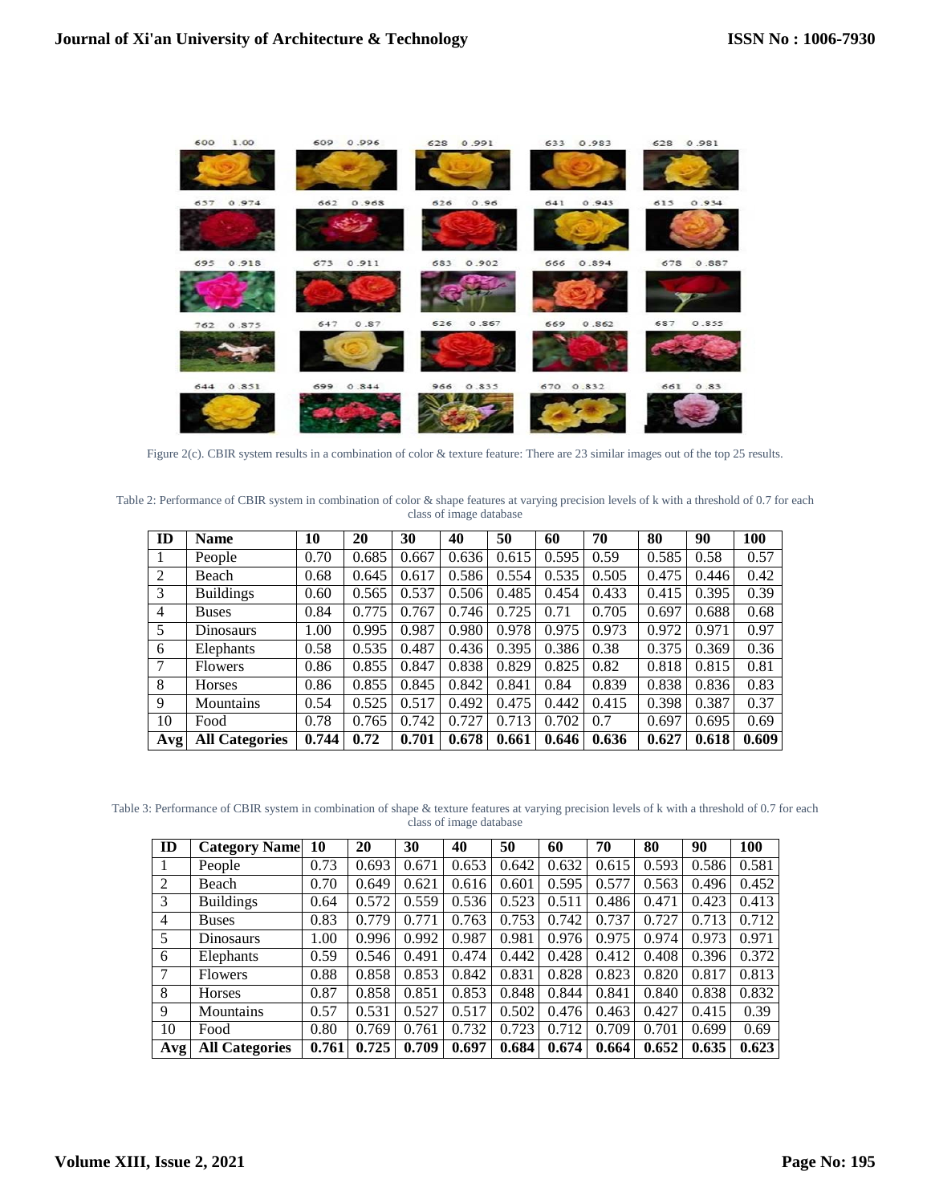Figure 2(c). CBIR system results in a combination of color & texture feature: There are 23 similar images out of the top 25 results.

Table 2: Performance of CBIR system in combination of color & shape features at varying precision levels of k with a threshold of 0.7 for each class of image database

| ID | Name | 10 | 20 | 30 | 40 | 50 | 60 | 70 | 80 | 90 | 100 |
|---|---|---|---|---|---|---|---|---|---|---|---|
| 1 | People | 0.70 | 0.685 | 0.667 | 0.636 | 0.615 | 0.595 | 0.59 | 0.585 | 0.58 | 0.57 |
| 2 | Beach | 0.68 | 0.645 | 0.617 | 0.586 | 0.554 | 0.535 | 0.505 | 0.475 | 0.446 | 0.42 |
| 3 | Buildings | 0.60 | 0.565 | 0.537 | 0.506 | 0.485 | 0.454 | 0.433 | 0.415 | 0.395 | 0.39 |
| 4 | Buses | 0.84 | 0.775 | 0.767 | 0.746 | 0.725 | 0.71 | 0.705 | 0.697 | 0.688 | 0.68 |
| 5 | Dinosaurs | 1.00 | 0.995 | 0.987 | 0.980 | 0.978 | 0.975 | 0.973 | 0.972 | 0.971 | 0.97 |
| 6 | Elephants | 0.58 | 0.535 | 0.487 | 0.436 | 0.395 | 0.386 | 0.38 | 0.375 | 0.369 | 0.36 |
| 7 | Flowers | 0.86 | 0.855 | 0.847 | 0.838 | 0.829 | 0.825 | 0.82 | 0.818 | 0.815 | 0.81 |
| 8 | Horses | 0.86 | 0.855 | 0.845 | 0.842 | 0.841 | 0.84 | 0.839 | 0.838 | 0.836 | 0.83 |
| 9 | Mountains | 0.54 | 0.525 | 0.517 | 0.492 | 0.475 | 0.442 | 0.415 | 0.398 | 0.387 | 0.37 |
| 10 | Food | 0.78 | 0.765 | 0.742 | 0.727 | 0.713 | 0.702 | 0.7 | 0.697 | 0.695 | 0.69 |
| **Avg** | **All Categories** | **0.744** | **0.72** | **0.701** | **0.678** | **0.661** | **0.646** | **0.636** | **0.627** | **0.618** | **0.609** |

Table 3: Performance of CBIR system in combination of shape & texture features at varying precision levels of k with a threshold of 0.7 for each class of image database

| ID | Category Name | 10 | 20 | 30 | 40 | 50 | 60 | 70 | 80 | 90 | 100 |
|---|---|---|---|---|---|---|---|---|---|---|---|
| 1 | People | 0.73 | 0.693 | 0.671 | 0.653 | 0.642 | 0.632 | 0.615 | 0.593 | 0.586 | 0.581 |
| 2 | Beach | 0.70 | 0.649 | 0.621 | 0.616 | 0.601 | 0.595 | 0.577 | 0.563 | 0.496 | 0.452 |
| 3 | Buildings | 0.64 | 0.572 | 0.559 | 0.536 | 0.523 | 0.511 | 0.486 | 0.471 | 0.423 | 0.413 |
| 4 | Buses | 0.83 | 0.779 | 0.771 | 0.763 | 0.753 | 0.742 | 0.737 | 0.727 | 0.713 | 0.712 |
| 5 | Dinosaurs | 1.00 | 0.996 | 0.992 | 0.987 | 0.981 | 0.976 | 0.975 | 0.974 | 0.973 | 0.971 |
| 6 | Elephants | 0.59 | 0.546 | 0.491 | 0.474 | 0.442 | 0.428 | 0.412 | 0.408 | 0.396 | 0.372 |
| 7 | Flowers | 0.88 | 0.858 | 0.853 | 0.842 | 0.831 | 0.828 | 0.823 | 0.820 | 0.817 | 0.813 |
| 8 | Horses | 0.87 | 0.858 | 0.851 | 0.853 | 0.848 | 0.844 | 0.841 | 0.840 | 0.838 | 0.832 |
| 9 | Mountains | 0.57 | 0.531 | 0.527 | 0.517 | 0.502 | 0.476 | 0.463 | 0.427 | 0.415 | 0.39 |
| 10 | Food | 0.80 | 0.769 | 0.761 | 0.732 | 0.723 | 0.712 | 0.709 | 0.701 | 0.699 | 0.69 |
| **Avg** | **All Categories** | **0.761** | **0.725** | **0.709** | **0.697** | **0.684** | **0.674** | **0.664** | **0.652** | **0.635** | **0.623** |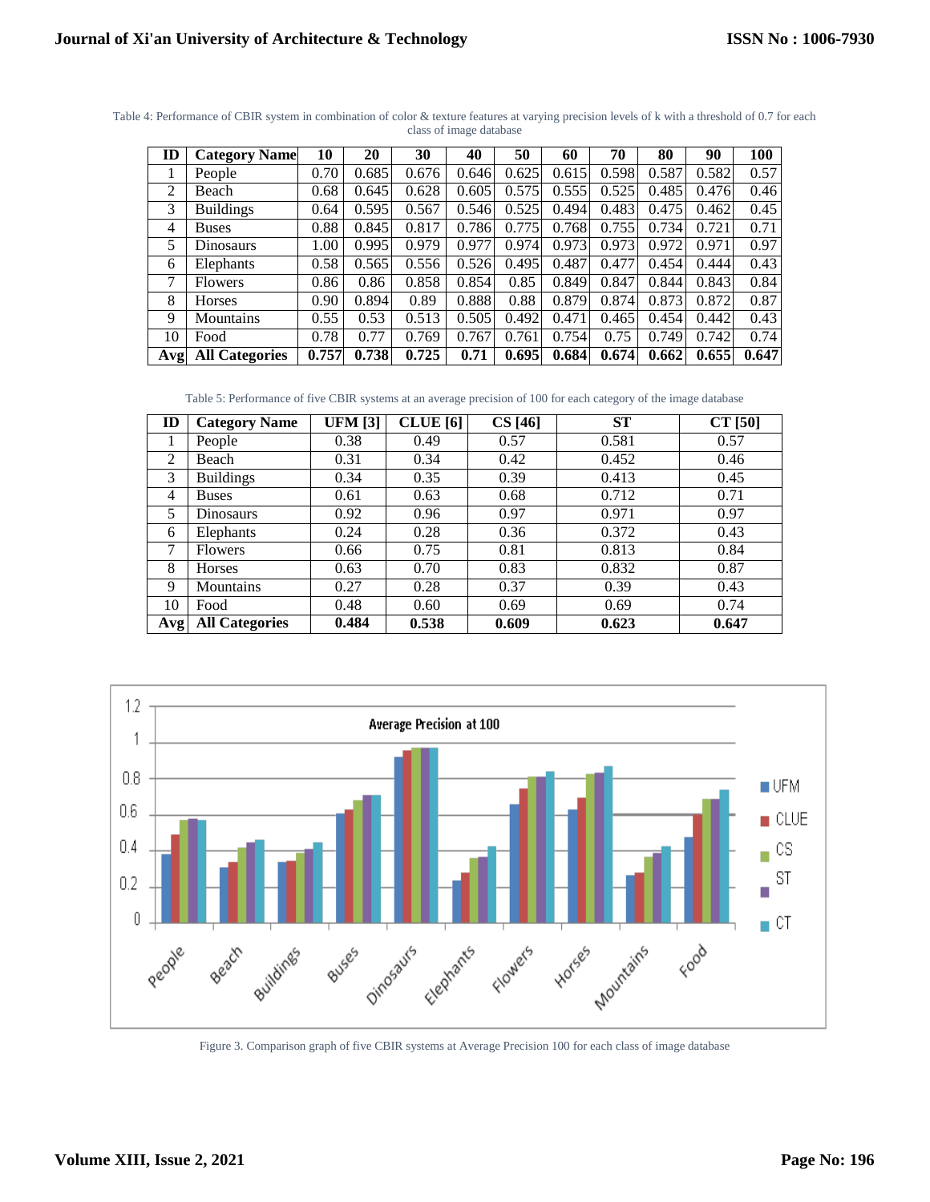Table 4: Performance of CBIR system in combination of color & texture features at varying precision levels of k with a threshold of 0.7 for each class of image database

| ID | Category Name | 10 | 20 | 30 | 40 | 50 | 60 | 70 | 80 | 90 | 100 |
|---|---|---|---|---|---|---|---|---|---|---|---|
| 1 | People | 0.70 | 0.685 | 0.676 | 0.646 | 0.625 | 0.615 | 0.598 | 0.587 | 0.582 | 0.57 |
| 2 | Beach | 0.68 | 0.645 | 0.628 | 0.605 | 0.575 | 0.555 | 0.525 | 0.485 | 0.476 | 0.46 |
| 3 | Buildings | 0.64 | 0.595 | 0.567 | 0.546 | 0.525 | 0.494 | 0.483 | 0.475 | 0.462 | 0.45 |
| 4 | Buses | 0.88 | 0.845 | 0.817 | 0.786 | 0.775 | 0.768 | 0.755 | 0.734 | 0.721 | 0.71 |
| 5 | Dinosaurs | 1.00 | 0.995 | 0.979 | 0.977 | 0.974 | 0.973 | 0.973 | 0.972 | 0.971 | 0.97 |
| 6 | Elephants | 0.58 | 0.565 | 0.556 | 0.526 | 0.495 | 0.487 | 0.477 | 0.454 | 0.444 | 0.43 |
| 7 | Flowers | 0.86 | 0.86 | 0.858 | 0.854 | 0.85 | 0.849 | 0.847 | 0.844 | 0.843 | 0.84 |
| 8 | Horses | 0.90 | 0.894 | 0.89 | 0.888 | 0.88 | 0.879 | 0.874 | 0.873 | 0.872 | 0.87 |
| 9 | Mountains | 0.55 | 0.53 | 0.513 | 0.505 | 0.492 | 0.471 | 0.465 | 0.454 | 0.442 | 0.43 |
| 10 | Food | 0.78 | 0.77 | 0.769 | 0.767 | 0.761 | 0.754 | 0.75 | 0.749 | 0.742 | 0.74 |
| **Avg** | **All Categories** | **0.757** | **0.738** | **0.725** | **0.71** | **0.695** | **0.684** | **0.674** | **0.662** | **0.655** | **0.647** |

Table 5: Performance of five CBIR systems at an average precision of 100 for each category of the image database

| ID | Category Name | UFM [3] | CLUE [6] | CS [46] | ST | CT [50] |
|---|---|---|---|---|---|---|
| 1 | People | 0.38 | 0.49 | 0.57 | 0.581 | 0.57 |
| 2 | Beach | 0.31 | 0.34 | 0.42 | 0.452 | 0.46 |
| 3 | Buildings | 0.34 | 0.35 | 0.39 | 0.413 | 0.45 |
| 4 | Buses | 0.61 | 0.63 | 0.68 | 0.712 | 0.71 |
| 5 | Dinosaurs | 0.92 | 0.96 | 0.97 | 0.971 | 0.97 |
| 6 | Elephants | 0.24 | 0.28 | 0.36 | 0.372 | 0.43 |
| 7 | Flowers | 0.66 | 0.75 | 0.81 | 0.813 | 0.84 |
| 8 | Horses | 0.63 | 0.70 | 0.83 | 0.832 | 0.87 |
| 9 | Mountains | 0.27 | 0.28 | 0.37 | 0.39 | 0.43 |
| 10 | Food | 0.48 | 0.60 | 0.69 | 0.69 | 0.74 |
| **Avg** | **All Categories** | **0.484** | **0.538** | **0.609** | **0.623** | **0.647** |

Figure 3. Comparison graph of five CBIR systems at Average Precision 100 for each class of image database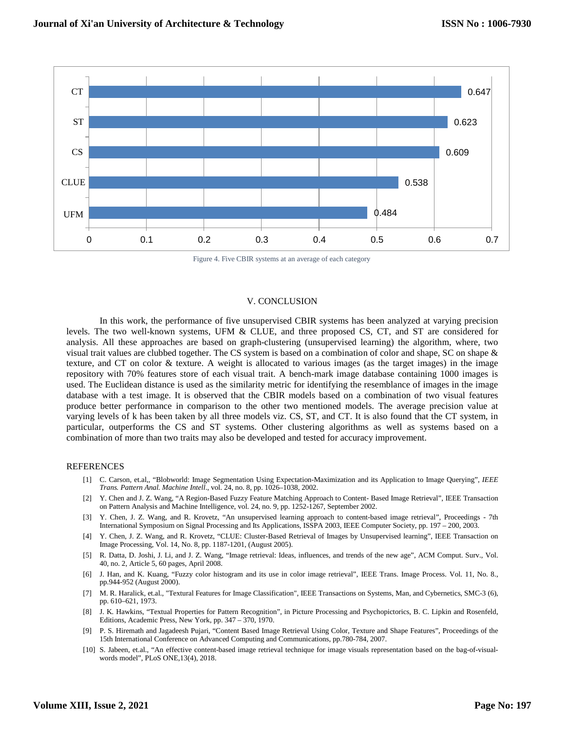| System | Average precision |
|---|---|
| CT | 0.647 |
| ST | 0.623 |
| CS | 0.609 |
| CLUE | 0.538 |
| UFM | 0.484 |

Figure 4. Five CBIR systems at an average of each category

## V. CONCLUSION

In this work, the performance of five unsupervised CBIR systems has been analyzed at varying precision levels. The two well-known systems, UFM & CLUE, and three proposed CS, CT, and ST are considered for analysis. All these approaches are based on graph-clustering (unsupervised learning) the algorithm, where, two visual trait values are clubbed together. The CS system is based on a combination of color and shape, SC on shape & texture, and CT on color & texture. A weight is allocated to various images (as the target images) in the image repository with 70% features store of each visual trait. A bench-mark image database containing 1000 images is used. The Euclidean distance is used as the similarity metric for identifying the resemblance of images in the image database with a test image. It is observed that the CBIR models based on a combination of two visual features produce better performance in comparison to the other two mentioned models. The average precision value at varying levels of k has been taken by all three models viz. CS, ST, and CT. It is also found that the CT system, in particular, outperforms the CS and ST systems. Other clustering algorithms as well as systems based on a combination of more than two traits may also be developed and tested for accuracy improvement.

## REFERENCES

[1] C. Carson, et.al,, "Blobworld: Image Segmentation Using Expectation-Maximization and its Application to Image Querying", *IEEE Trans. Pattern Anal. Machine Intell*., vol. 24, no. 8, pp. 1026–1038, 2002.

[2] Y. Chen and J. Z. Wang, "A Region-Based Fuzzy Feature Matching Approach to Content- Based Image Retrieval", IEEE Transaction on Pattern Analysis and Machine Intelligence, vol. 24, no. 9, pp. 1252-1267, September 2002.

[3] Y. Chen, J. Z. Wang, and R. Krovetz, "An unsupervised learning approach to content-based image retrieval", Proceedings - 7th International Symposium on Signal Processing and Its Applications, ISSPA 2003, IEEE Computer Society, pp. 197 – 200, 2003.

[4] Y. Chen, J. Z. Wang, and R. Krovetz, "CLUE: Cluster-Based Retrieval of Images by Unsupervised learning", IEEE Transaction on Image Processing, Vol. 14, No. 8, pp. 1187-1201, (August 2005).

[5] R. Datta, D. Joshi, J. Li, and J. Z. Wang, "Image retrieval: Ideas, influences, and trends of the new age", ACM Comput. Surv., Vol. 40, no. 2, Article 5, 60 pages, April 2008.

[6] J. Han, and K. Kuang, "Fuzzy color histogram and its use in color image retrieval", IEEE Trans. Image Process. Vol. 11, No. 8., pp.944-952 (August 2000).

[7] M. R. Haralick, et.al., "Textural Features for Image Classification", IEEE Transactions on Systems, Man, and Cybernetics, SMC-3 (6), pp. 610–621, 1973.

[8] J. K. Hawkins, "Textual Properties for Pattern Recognition", in Picture Processing and Psychopictorics, B. C. Lipkin and Rosenfeld, Editions, Academic Press, New York, pp. 347 – 370, 1970.

[9] P. S. Hiremath and Jagadeesh Pujari, "Content Based Image Retrieval Using Color, Texture and Shape Features", Proceedings of the 15th International Conference on Advanced Computing and Communications, pp.780-784, 2007.

[10] S. Jabeen, et.al., "An effective content-based image retrieval technique for image visuals representation based on the bag-of-visual-words model", PLoS ONE,13(4), 2018.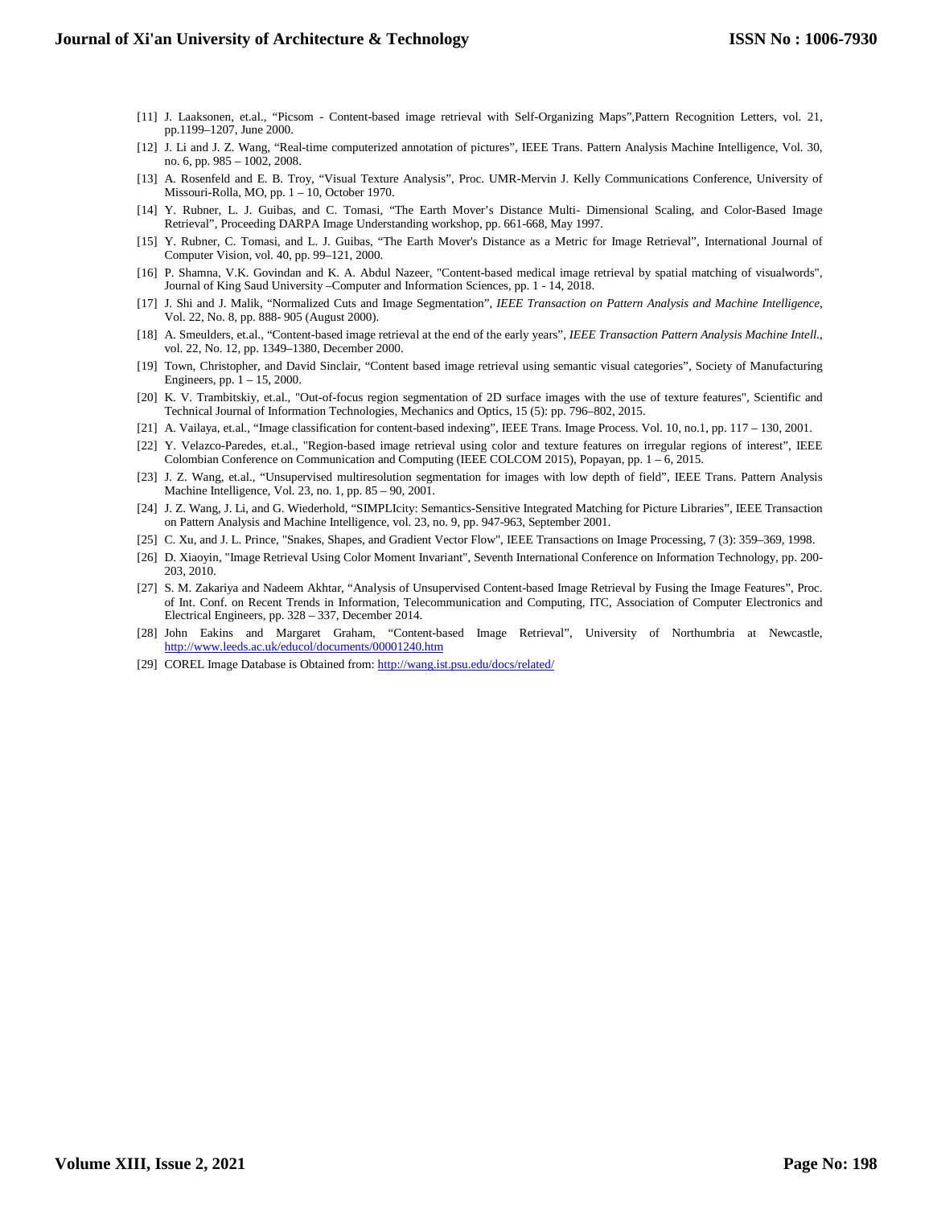[11] J. Laaksonen, et.al., "Picsom - Content-based image retrieval with Self-Organizing Maps",Pattern Recognition Letters, vol. 21, pp.1199–1207, June 2000.

[12] J. Li and J. Z. Wang, "Real-time computerized annotation of pictures", IEEE Trans. Pattern Analysis Machine Intelligence, Vol. 30, no. 6, pp. 985 – 1002, 2008.

[13] A. Rosenfeld and E. B. Troy, "Visual Texture Analysis", Proc. UMR-Mervin J. Kelly Communications Conference, University of Missouri-Rolla, MO, pp. 1 – 10, October 1970.

[14] Y. Rubner, L. J. Guibas, and C. Tomasi, "The Earth Mover's Distance Multi- Dimensional Scaling, and Color-Based Image Retrieval", Proceeding DARPA Image Understanding workshop, pp. 661-668, May 1997.

[15] Y. Rubner, C. Tomasi, and L. J. Guibas, "The Earth Mover's Distance as a Metric for Image Retrieval", International Journal of Computer Vision, vol. 40, pp. 99–121, 2000.

[16] P. Shamna, V.K. Govindan and K. A. Abdul Nazeer, "Content-based medical image retrieval by spatial matching of visualwords", Journal of King Saud University –Computer and Information Sciences, pp. 1 - 14, 2018.

[17] J. Shi and J. Malik, "Normalized Cuts and Image Segmentation", *IEEE Transaction on Pattern Analysis and Machine Intelligence*, Vol. 22, No. 8, pp. 888- 905 (August 2000).

[18] A. Smeulders, et.al., "Content-based image retrieval at the end of the early years", *IEEE Transaction Pattern Analysis Machine Intell.*, vol. 22, No. 12, pp. 1349–1380, December 2000.

[19] Town, Christopher, and David Sinclair, "Content based image retrieval using semantic visual categories", Society of Manufacturing Engineers, pp. 1 – 15, 2000.

[20] K. V. Trambitskiy, et.al., "Out-of-focus region segmentation of 2D surface images with the use of texture features", Scientific and Technical Journal of Information Technologies, Mechanics and Optics, 15 (5): pp. 796–802, 2015.

[21] A. Vailaya, et.al., "Image classification for content-based indexing", IEEE Trans. Image Process. Vol. 10, no.1, pp. 117 – 130, 2001.

[22] Y. Velazco-Paredes, et.al., "Region-based image retrieval using color and texture features on irregular regions of interest", IEEE Colombian Conference on Communication and Computing (IEEE COLCOM 2015), Popayan, pp. 1 – 6, 2015.

[23] J. Z. Wang, et.al., "Unsupervised multiresolution segmentation for images with low depth of field", IEEE Trans. Pattern Analysis Machine Intelligence, Vol. 23, no. 1, pp. 85 – 90, 2001.

[24] J. Z. Wang, J. Li, and G. Wiederhold, "SIMPLIcity: Semantics-Sensitive Integrated Matching for Picture Libraries", IEEE Transaction on Pattern Analysis and Machine Intelligence, vol. 23, no. 9, pp. 947-963, September 2001.

[25] C. Xu, and J. L. Prince, "Snakes, Shapes, and Gradient Vector Flow", IEEE Transactions on Image Processing, 7 (3): 359–369, 1998.

[26] D. Xiaoyin, "Image Retrieval Using Color Moment Invariant", Seventh International Conference on Information Technology, pp. 200-203, 2010.

[27] S. M. Zakariya and Nadeem Akhtar, "Analysis of Unsupervised Content-based Image Retrieval by Fusing the Image Features", Proc. of Int. Conf. on Recent Trends in Information, Telecommunication and Computing, ITC, Association of Computer Electronics and Electrical Engineers, pp. 328 – 337, December 2014.

[28] John Eakins and Margaret Graham, "Content-based Image Retrieval", University of Northumbria at Newcastle, http://www.leeds.ac.uk/educol/documents/00001240.htm

[29] COREL Image Database is Obtained from: http://wang.ist.psu.edu/docs/related/